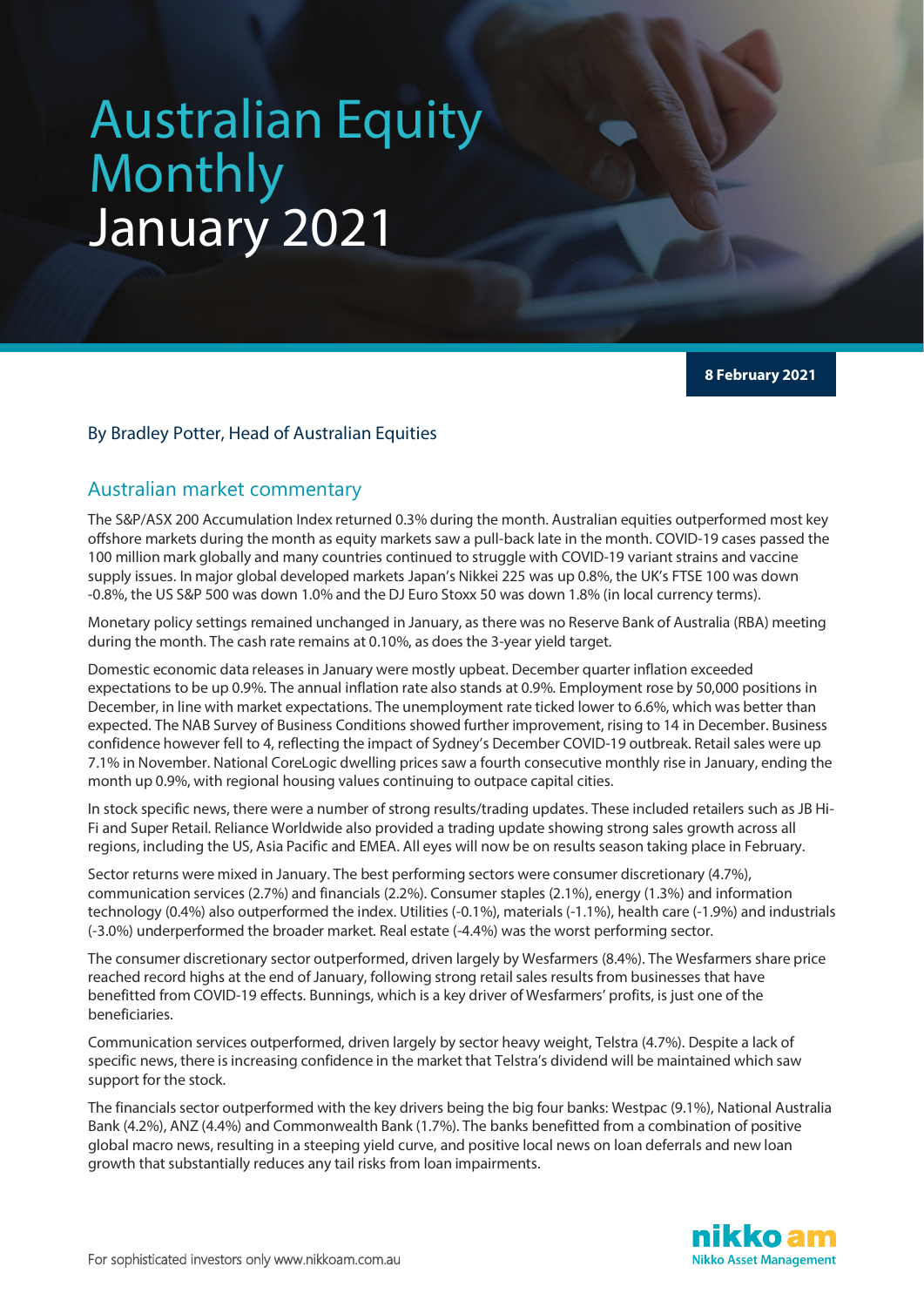# Australian Equity Monthly
# January 2021

**8 February 2021**

By Bradley Potter, Head of Australian Equities

## Australian market commentary

The S&P/ASX 200 Accumulation Index returned 0.3% during the month. Australian equities outperformed most key offshore markets during the month as equity markets saw a pull-back late in the month. COVID-19 cases passed the 100 million mark globally and many countries continued to struggle with COVID-19 variant strains and vaccine supply issues. In major global developed markets Japan's Nikkei 225 was up 0.8%, the UK's FTSE 100 was down -0.8%, the US S&P 500 was down 1.0% and the DJ Euro Stoxx 50 was down 1.8% (in local currency terms).

Monetary policy settings remained unchanged in January, as there was no Reserve Bank of Australia (RBA) meeting during the month. The cash rate remains at 0.10%, as does the 3-year yield target.

Domestic economic data releases in January were mostly upbeat. December quarter inflation exceeded expectations to be up 0.9%. The annual inflation rate also stands at 0.9%. Employment rose by 50,000 positions in December, in line with market expectations. The unemployment rate ticked lower to 6.6%, which was better than expected. The NAB Survey of Business Conditions showed further improvement, rising to 14 in December. Business confidence however fell to 4, reflecting the impact of Sydney's December COVID-19 outbreak. Retail sales were up 7.1% in November. National CoreLogic dwelling prices saw a fourth consecutive monthly rise in January, ending the month up 0.9%, with regional housing values continuing to outpace capital cities.

In stock specific news, there were a number of strong results/trading updates. These included retailers such as JB Hi-Fi and Super Retail. Reliance Worldwide also provided a trading update showing strong sales growth across all regions, including the US, Asia Pacific and EMEA. All eyes will now be on results season taking place in February.

Sector returns were mixed in January. The best performing sectors were consumer discretionary (4.7%), communication services (2.7%) and financials (2.2%). Consumer staples (2.1%), energy (1.3%) and information technology (0.4%) also outperformed the index. Utilities (-0.1%), materials (-1.1%), health care (-1.9%) and industrials (-3.0%) underperformed the broader market. Real estate (-4.4%) was the worst performing sector.

The consumer discretionary sector outperformed, driven largely by Wesfarmers (8.4%). The Wesfarmers share price reached record highs at the end of January, following strong retail sales results from businesses that have benefitted from COVID-19 effects. Bunnings, which is a key driver of Wesfarmers' profits, is just one of the beneficiaries.

Communication services outperformed, driven largely by sector heavy weight, Telstra (4.7%). Despite a lack of specific news, there is increasing confidence in the market that Telstra's dividend will be maintained which saw support for the stock.

The financials sector outperformed with the key drivers being the big four banks: Westpac (9.1%), National Australia Bank (4.2%), ANZ (4.4%) and Commonwealth Bank (1.7%). The banks benefitted from a combination of positive global macro news, resulting in a steeping yield curve, and positive local news on loan deferrals and new loan growth that substantially reduces any tail risks from loan impairments.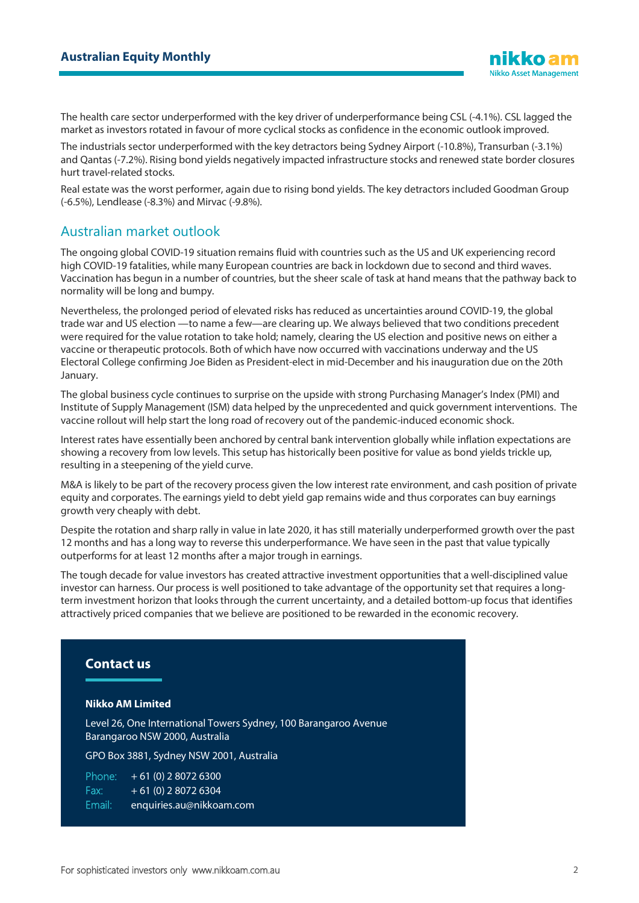The health care sector underperformed with the key driver of underperformance being CSL (-4.1%). CSL lagged the market as investors rotated in favour of more cyclical stocks as confidence in the economic outlook improved.

The industrials sector underperformed with the key detractors being Sydney Airport (-10.8%), Transurban (-3.1%) and Qantas (-7.2%). Rising bond yields negatively impacted infrastructure stocks and renewed state border closures hurt travel-related stocks.

Real estate was the worst performer, again due to rising bond yields. The key detractors included Goodman Group (-6.5%), Lendlease (-8.3%) and Mirvac (-9.8%).

## Australian market outlook

The ongoing global COVID-19 situation remains fluid with countries such as the US and UK experiencing record high COVID-19 fatalities, while many European countries are back in lockdown due to second and third waves. Vaccination has begun in a number of countries, but the sheer scale of task at hand means that the pathway back to normality will be long and bumpy.

Nevertheless, the prolonged period of elevated risks has reduced as uncertainties around COVID-19, the global trade war and US election —to name a few—are clearing up. We always believed that two conditions precedent were required for the value rotation to take hold; namely, clearing the US election and positive news on either a vaccine or therapeutic protocols. Both of which have now occurred with vaccinations underway and the US Electoral College confirming Joe Biden as President-elect in mid-December and his inauguration due on the 20th January.

The global business cycle continues to surprise on the upside with strong Purchasing Manager's Index (PMI) and Institute of Supply Management (ISM) data helped by the unprecedented and quick government interventions. The vaccine rollout will help start the long road of recovery out of the pandemic-induced economic shock.

Interest rates have essentially been anchored by central bank intervention globally while inflation expectations are showing a recovery from low levels. This setup has historically been positive for value as bond yields trickle up, resulting in a steepening of the yield curve.

M&A is likely to be part of the recovery process given the low interest rate environment, and cash position of private equity and corporates. The earnings yield to debt yield gap remains wide and thus corporates can buy earnings growth very cheaply with debt.

Despite the rotation and sharp rally in value in late 2020, it has still materially underperformed growth over the past 12 months and has a long way to reverse this underperformance. We have seen in the past that value typically outperforms for at least 12 months after a major trough in earnings.

The tough decade for value investors has created attractive investment opportunities that a well-disciplined value investor can harness. Our process is well positioned to take advantage of the opportunity set that requires a long-term investment horizon that looks through the current uncertainty, and a detailed bottom-up focus that identifies attractively priced companies that we believe are positioned to be rewarded in the economic recovery.

## Contact us

**Nikko AM Limited**

Level 26, One International Towers Sydney, 100 Barangaroo Avenue
Barangaroo NSW 2000, Australia

GPO Box 3881, Sydney NSW 2001, Australia

Phone: + 61 (0) 2 8072 6300
Fax: + 61 (0) 2 8072 6304
Email: enquiries.au@nikkoam.com

For sophisticated investors only www.nikkoam.com.au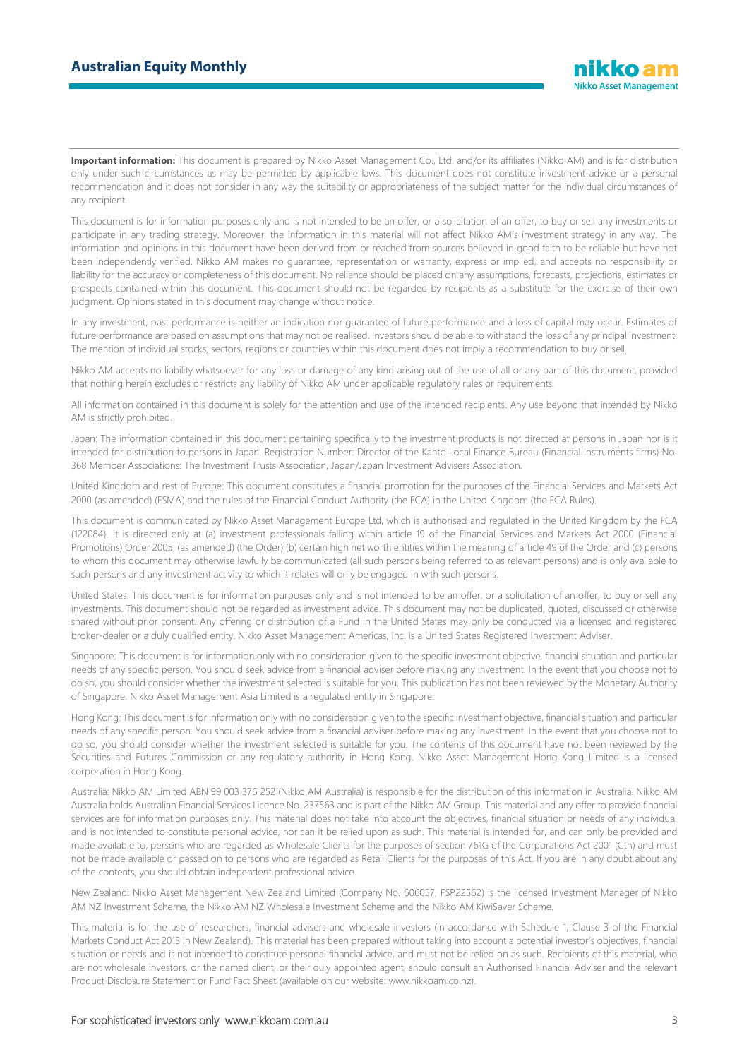**Important information:** This document is prepared by Nikko Asset Management Co., Ltd. and/or its affiliates (Nikko AM) and is for distribution only under such circumstances as may be permitted by applicable laws. This document does not constitute investment advice or a personal recommendation and it does not consider in any way the suitability or appropriateness of the subject matter for the individual circumstances of any recipient.

This document is for information purposes only and is not intended to be an offer, or a solicitation of an offer, to buy or sell any investments or participate in any trading strategy. Moreover, the information in this material will not affect Nikko AM's investment strategy in any way. The information and opinions in this document have been derived from or reached from sources believed in good faith to be reliable but have not been independently verified. Nikko AM makes no guarantee, representation or warranty, express or implied, and accepts no responsibility or liability for the accuracy or completeness of this document. No reliance should be placed on any assumptions, forecasts, projections, estimates or prospects contained within this document. This document should not be regarded by recipients as a substitute for the exercise of their own judgment. Opinions stated in this document may change without notice.

In any investment, past performance is neither an indication nor guarantee of future performance and a loss of capital may occur. Estimates of future performance are based on assumptions that may not be realised. Investors should be able to withstand the loss of any principal investment. The mention of individual stocks, sectors, regions or countries within this document does not imply a recommendation to buy or sell.

Nikko AM accepts no liability whatsoever for any loss or damage of any kind arising out of the use of all or any part of this document, provided that nothing herein excludes or restricts any liability of Nikko AM under applicable regulatory rules or requirements.

All information contained in this document is solely for the attention and use of the intended recipients. Any use beyond that intended by Nikko AM is strictly prohibited.

Japan: The information contained in this document pertaining specifically to the investment products is not directed at persons in Japan nor is it intended for distribution to persons in Japan. Registration Number: Director of the Kanto Local Finance Bureau (Financial Instruments firms) No. 368 Member Associations: The Investment Trusts Association, Japan/Japan Investment Advisers Association.

United Kingdom and rest of Europe: This document constitutes a financial promotion for the purposes of the Financial Services and Markets Act 2000 (as amended) (FSMA) and the rules of the Financial Conduct Authority (the FCA) in the United Kingdom (the FCA Rules).

This document is communicated by Nikko Asset Management Europe Ltd, which is authorised and regulated in the United Kingdom by the FCA (122084). It is directed only at (a) investment professionals falling within article 19 of the Financial Services and Markets Act 2000 (Financial Promotions) Order 2005, (as amended) (the Order) (b) certain high net worth entities within the meaning of article 49 of the Order and (c) persons to whom this document may otherwise lawfully be communicated (all such persons being referred to as relevant persons) and is only available to such persons and any investment activity to which it relates will only be engaged in with such persons.

United States: This document is for information purposes only and is not intended to be an offer, or a solicitation of an offer, to buy or sell any investments. This document should not be regarded as investment advice. This document may not be duplicated, quoted, discussed or otherwise shared without prior consent. Any offering or distribution of a Fund in the United States may only be conducted via a licensed and registered broker-dealer or a duly qualified entity. Nikko Asset Management Americas, Inc. is a United States Registered Investment Adviser.

Singapore: This document is for information only with no consideration given to the specific investment objective, financial situation and particular needs of any specific person. You should seek advice from a financial adviser before making any investment. In the event that you choose not to do so, you should consider whether the investment selected is suitable for you. This publication has not been reviewed by the Monetary Authority of Singapore. Nikko Asset Management Asia Limited is a regulated entity in Singapore.

Hong Kong: This document is for information only with no consideration given to the specific investment objective, financial situation and particular needs of any specific person. You should seek advice from a financial adviser before making any investment. In the event that you choose not to do so, you should consider whether the investment selected is suitable for you. The contents of this document have not been reviewed by the Securities and Futures Commission or any regulatory authority in Hong Kong. Nikko Asset Management Hong Kong Limited is a licensed corporation in Hong Kong.

Australia: Nikko AM Limited ABN 99 003 376 252 (Nikko AM Australia) is responsible for the distribution of this information in Australia. Nikko AM Australia holds Australian Financial Services Licence No. 237563 and is part of the Nikko AM Group. This material and any offer to provide financial services are for information purposes only. This material does not take into account the objectives, financial situation or needs of any individual and is not intended to constitute personal advice, nor can it be relied upon as such. This material is intended for, and can only be provided and made available to, persons who are regarded as Wholesale Clients for the purposes of section 761G of the Corporations Act 2001 (Cth) and must not be made available or passed on to persons who are regarded as Retail Clients for the purposes of this Act. If you are in any doubt about any of the contents, you should obtain independent professional advice.

New Zealand: Nikko Asset Management New Zealand Limited (Company No. 606057, FSP22562) is the licensed Investment Manager of Nikko AM NZ Investment Scheme, the Nikko AM NZ Wholesale Investment Scheme and the Nikko AM KiwiSaver Scheme.

This material is for the use of researchers, financial advisers and wholesale investors (in accordance with Schedule 1, Clause 3 of the Financial Markets Conduct Act 2013 in New Zealand). This material has been prepared without taking into account a potential investor's objectives, financial situation or needs and is not intended to constitute personal financial advice, and must not be relied on as such. Recipients of this material, who are not wholesale investors, or the named client, or their duly appointed agent, should consult an Authorised Financial Adviser and the relevant Product Disclosure Statement or Fund Fact Sheet (available on our website: www.nikkoam.co.nz).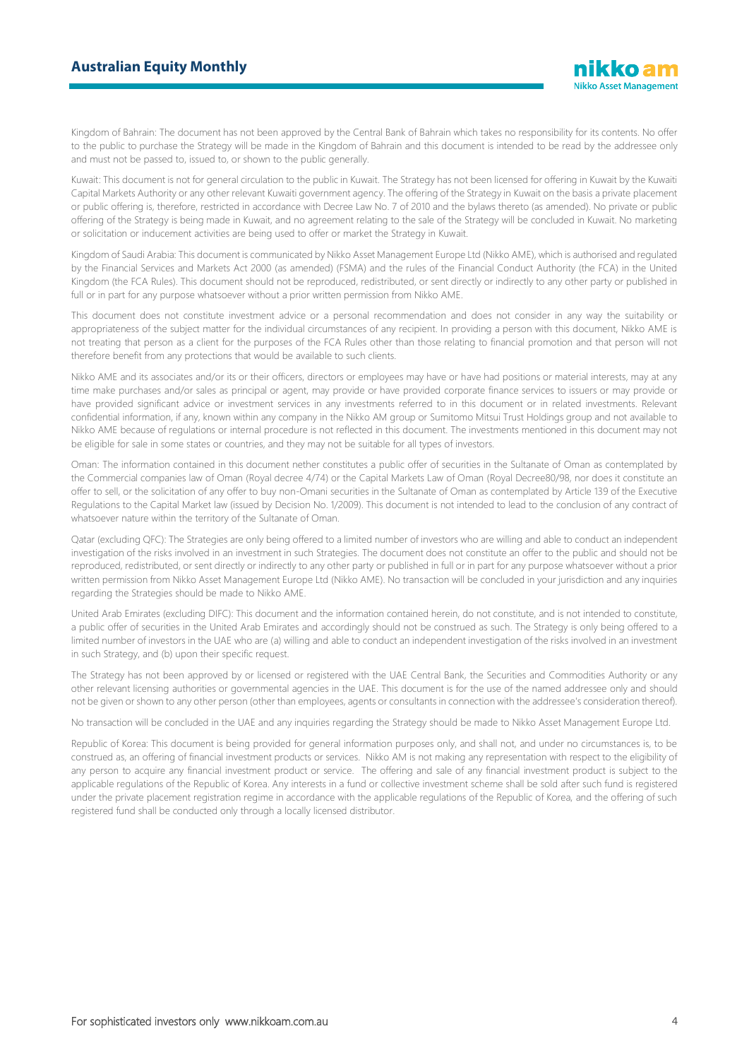Kingdom of Bahrain: The document has not been approved by the Central Bank of Bahrain which takes no responsibility for its contents. No offer to the public to purchase the Strategy will be made in the Kingdom of Bahrain and this document is intended to be read by the addressee only and must not be passed to, issued to, or shown to the public generally.

Kuwait: This document is not for general circulation to the public in Kuwait. The Strategy has not been licensed for offering in Kuwait by the Kuwaiti Capital Markets Authority or any other relevant Kuwaiti government agency. The offering of the Strategy in Kuwait on the basis a private placement or public offering is, therefore, restricted in accordance with Decree Law No. 7 of 2010 and the bylaws thereto (as amended). No private or public offering of the Strategy is being made in Kuwait, and no agreement relating to the sale of the Strategy will be concluded in Kuwait. No marketing or solicitation or inducement activities are being used to offer or market the Strategy in Kuwait.

Kingdom of Saudi Arabia: This document is communicated by Nikko Asset Management Europe Ltd (Nikko AME), which is authorised and regulated by the Financial Services and Markets Act 2000 (as amended) (FSMA) and the rules of the Financial Conduct Authority (the FCA) in the United Kingdom (the FCA Rules). This document should not be reproduced, redistributed, or sent directly or indirectly to any other party or published in full or in part for any purpose whatsoever without a prior written permission from Nikko AME.

This document does not constitute investment advice or a personal recommendation and does not consider in any way the suitability or appropriateness of the subject matter for the individual circumstances of any recipient. In providing a person with this document, Nikko AME is not treating that person as a client for the purposes of the FCA Rules other than those relating to financial promotion and that person will not therefore benefit from any protections that would be available to such clients.

Nikko AME and its associates and/or its or their officers, directors or employees may have or have had positions or material interests, may at any time make purchases and/or sales as principal or agent, may provide or have provided corporate finance services to issuers or may provide or have provided significant advice or investment services in any investments referred to in this document or in related investments. Relevant confidential information, if any, known within any company in the Nikko AM group or Sumitomo Mitsui Trust Holdings group and not available to Nikko AME because of regulations or internal procedure is not reflected in this document. The investments mentioned in this document may not be eligible for sale in some states or countries, and they may not be suitable for all types of investors.

Oman: The information contained in this document nether constitutes a public offer of securities in the Sultanate of Oman as contemplated by the Commercial companies law of Oman (Royal decree 4/74) or the Capital Markets Law of Oman (Royal Decree80/98, nor does it constitute an offer to sell, or the solicitation of any offer to buy non-Omani securities in the Sultanate of Oman as contemplated by Article 139 of the Executive Regulations to the Capital Market law (issued by Decision No. 1/2009). This document is not intended to lead to the conclusion of any contract of whatsoever nature within the territory of the Sultanate of Oman.

Qatar (excluding QFC): The Strategies are only being offered to a limited number of investors who are willing and able to conduct an independent investigation of the risks involved in an investment in such Strategies. The document does not constitute an offer to the public and should not be reproduced, redistributed, or sent directly or indirectly to any other party or published in full or in part for any purpose whatsoever without a prior written permission from Nikko Asset Management Europe Ltd (Nikko AME). No transaction will be concluded in your jurisdiction and any inquiries regarding the Strategies should be made to Nikko AME.

United Arab Emirates (excluding DIFC): This document and the information contained herein, do not constitute, and is not intended to constitute, a public offer of securities in the United Arab Emirates and accordingly should not be construed as such. The Strategy is only being offered to a limited number of investors in the UAE who are (a) willing and able to conduct an independent investigation of the risks involved in an investment in such Strategy, and (b) upon their specific request.

The Strategy has not been approved by or licensed or registered with the UAE Central Bank, the Securities and Commodities Authority or any other relevant licensing authorities or governmental agencies in the UAE. This document is for the use of the named addressee only and should not be given or shown to any other person (other than employees, agents or consultants in connection with the addressee's consideration thereof).

No transaction will be concluded in the UAE and any inquiries regarding the Strategy should be made to Nikko Asset Management Europe Ltd.

Republic of Korea: This document is being provided for general information purposes only, and shall not, and under no circumstances is, to be construed as, an offering of financial investment products or services. Nikko AM is not making any representation with respect to the eligibility of any person to acquire any financial investment product or service. The offering and sale of any financial investment product is subject to the applicable regulations of the Republic of Korea. Any interests in a fund or collective investment scheme shall be sold after such fund is registered under the private placement registration regime in accordance with the applicable regulations of the Republic of Korea, and the offering of such registered fund shall be conducted only through a locally licensed distributor.